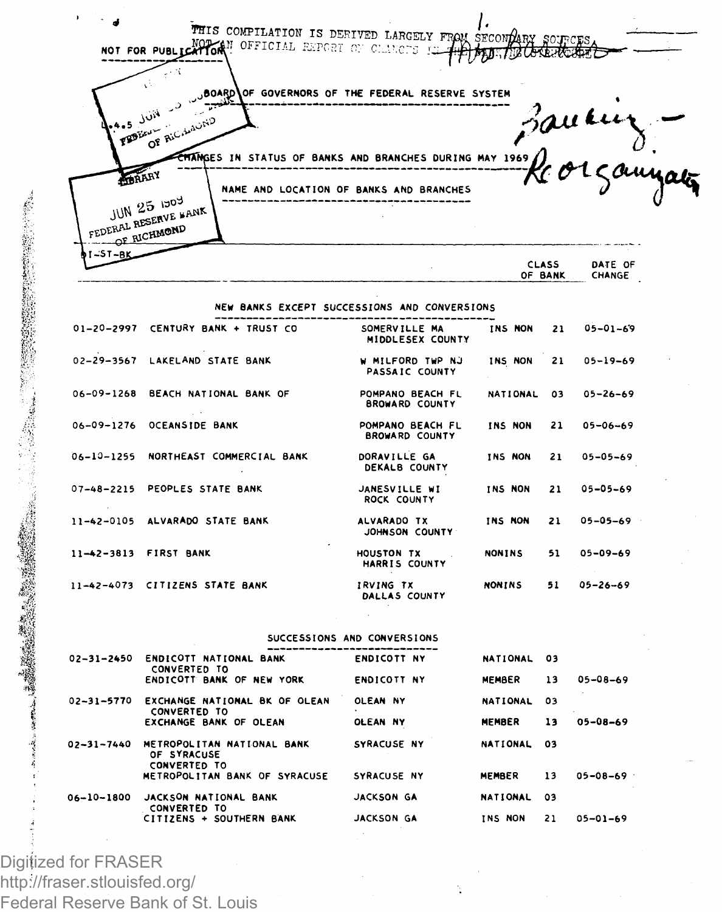THIS COMPILATION IS DERIVED LARGELY FROM SECONDARY SOURCES, NOT AN OFFICIAL REPORT OF CHANGES IN THE BANKING STRUCTURE

NOT FOR PUBLICATION

BOARD OF GOVERNORS OF THE FEDERAL RESERVE SYSTEM

CHANGES IN STATUS OF BANKS AND BRANCHES DURING MAY 1969

NAME AND LOCATION OF BANKS AND BRANCHES

I-ST-BK

LIBRARY
JUN 25 1969
FEDERAL RESERVE BANK OF RICHMOND

Banking — Reorganization

## NEW BANKS EXCEPT SUCCESSIONS AND CONVERSIONS

| | Name | Location | Class of Bank | | Date of Change |
|---|---|---|---|---|---|
| 01-20-2997 | CENTURY BANK + TRUST CO | SOMERVILLE MA MIDDLESEX COUNTY | INS NON | 21 | 05-01-69 |
| 02-29-3567 | LAKELAND STATE BANK | W MILFORD TWP NJ PASSAIC COUNTY | INS NON | 21 | 05-19-69 |
| 06-09-1268 | BEACH NATIONAL BANK OF | POMPANO BEACH FL BROWARD COUNTY | NATIONAL | 03 | 05-26-69 |
| 06-09-1276 | OCEANSIDE BANK | POMPANO BEACH FL BROWARD COUNTY | INS NON | 21 | 05-06-69 |
| 06-10-1255 | NORTHEAST COMMERCIAL BANK | DORAVILLE GA DEKALB COUNTY | INS NON | 21 | 05-05-69 |
| 07-48-2215 | PEOPLES STATE BANK | JANESVILLE WI ROCK COUNTY | INS NON | 21 | 05-05-69 |
| 11-42-0105 | ALVARADO STATE BANK | ALVARADO TX JOHNSON COUNTY | INS NON | 21 | 05-05-69 |
| 11-42-3813 | FIRST BANK | HOUSTON TX HARRIS COUNTY | NONINS | 51 | 05-09-69 |
| 11-42-4073 | CITIZENS STATE BANK | IRVING TX DALLAS COUNTY | NONINS | 51 | 05-26-69 |

## SUCCESSIONS AND CONVERSIONS

| | Name | Location | Class of Bank | | Date of Change |
|---|---|---|---|---|---|
| 02-31-2450 | ENDICOTT NATIONAL BANK | ENDICOTT NY | NATIONAL | 03 | |
| | CONVERTED TO | | | | |
| | ENDICOTT BANK OF NEW YORK | ENDICOTT NY | MEMBER | 13 | 05-08-69 |
| 02-31-5770 | EXCHANGE NATIONAL BK OF OLEAN | OLEAN NY | NATIONAL | 03 | |
| | CONVERTED TO | | | | |
| | EXCHANGE BANK OF OLEAN | OLEAN NY | MEMBER | 13 | 05-08-69 |
| 02-31-7440 | METROPOLITAN NATIONAL BANK OF SYRACUSE | SYRACUSE NY | NATIONAL | 03 | |
| | CONVERTED TO | | | | |
| | METROPOLITAN BANK OF SYRACUSE | SYRACUSE NY | MEMBER | 13 | 05-08-69 |
| 06-10-1800 | JACKSON NATIONAL BANK | JACKSON GA | NATIONAL | 03 | |
| | CONVERTED TO | | | | |
| | CITIZENS + SOUTHERN BANK | JACKSON GA | INS NON | 21 | 05-01-69 |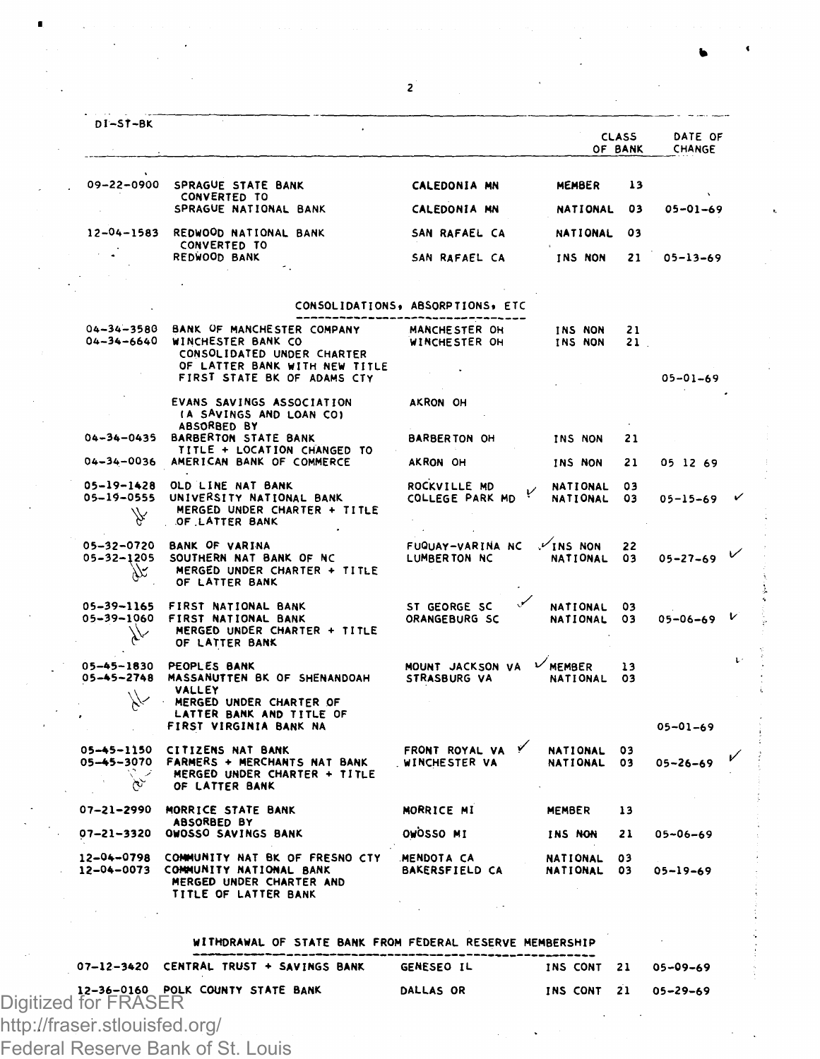| DI-ST-BK | | | CLASS OF BANK | | DATE OF CHANGE |
|---|---|---|---|---|---|
| 09-22-0900 | SPRAGUE STATE BANK | CALEDONIA MN | MEMBER | 13 | |
| | CONVERTED TO | | | | |
| | SPRAGUE NATIONAL BANK | CALEDONIA MN | NATIONAL | 03 | 05-01-69 |
| 12-04-1583 | REDWOOD NATIONAL BANK | SAN RAFAEL CA | NATIONAL | 03 | |
| | CONVERTED TO | | | | |
| | REDWOOD BANK | SAN RAFAEL CA | INS NON | 21 | 05-13-69 |

## CONSOLIDATIONS, ABSORPTIONS, ETC

| | | | | | |
|---|---|---|---|---|---|
| 04-34-3580 | BANK OF MANCHESTER COMPANY | MANCHESTER OH | INS NON | 21 | |
| 04-34-6640 | WINCHESTER BANK CO | WINCHESTER OH | INS NON | 21 | |
| | CONSOLIDATED UNDER CHARTER OF LATTER BANK WITH NEW TITLE | | | | |
| | FIRST STATE BK OF ADAMS CTY | | | | 05-01-69 |
| | EVANS SAVINGS ASSOCIATION (A SAVINGS AND LOAN CO) | AKRON OH | | | |
| | ABSORBED BY | | | | |
| 04-34-0435 | BARBERTON STATE BANK | BARBERTON OH | INS NON | 21 | |
| | TITLE + LOCATION CHANGED TO | | | | |
| 04-34-0036 | AMERICAN BANK OF COMMERCE | AKRON OH | INS NON | 21 | 05 12 69 |
| 05-19-1428 | OLD LINE NAT BANK | ROCKVILLE MD | NATIONAL | 03 | |
| 05-19-0555 | UNIVERSITY NATIONAL BANK | COLLEGE PARK MD | NATIONAL | 03 | 05-15-69 |
| | MERGED UNDER CHARTER + TITLE OF LATTER BANK | | | | |
| 05-32-0720 | BANK OF VARINA | FUQUAY-VARINA NC | INS NON | 22 | |
| 05-32-1205 | SOUTHERN NAT BANK OF NC | LUMBERTON NC | NATIONAL | 03 | 05-27-69 |
| | MERGED UNDER CHARTER + TITLE OF LATTER BANK | | | | |
| 05-39-1165 | FIRST NATIONAL BANK | ST GEORGE SC | NATIONAL | 03 | |
| 05-39-1060 | FIRST NATIONAL BANK | ORANGEBURG SC | NATIONAL | 03 | 05-06-69 |
| | MERGED UNDER CHARTER + TITLE OF LATTER BANK | | | | |
| 05-45-1830 | PEOPLES BANK | MOUNT JACKSON VA | MEMBER | 13 | |
| 05-45-2748 | MASSANUTTEN BK OF SHENANDOAH VALLEY | STRASBURG VA | NATIONAL | 03 | |
| | MERGED UNDER CHARTER OF LATTER BANK AND TITLE OF | | | | |
| | FIRST VIRGINIA BANK NA | | | | 05-01-69 |
| 05-45-1150 | CITIZENS NAT BANK | FRONT ROYAL VA | NATIONAL | 03 | |
| 05-45-3070 | FARMERS + MERCHANTS NAT BANK | WINCHESTER VA | NATIONAL | 03 | 05-26-69 |
| | MERGED UNDER CHARTER + TITLE OF LATTER BANK | | | | |
| 07-21-2990 | MORRICE STATE BANK | MORRICE MI | MEMBER | 13 | |
| | ABSORBED BY | | | | |
| 07-21-3320 | OWOSSO SAVINGS BANK | OWOSSO MI | INS NON | 21 | 05-06-69 |
| 12-04-0798 | COMMUNITY NAT BK OF FRESNO CTY | MENDOTA CA | NATIONAL | 03 | |
| 12-04-0073 | COMMUNITY NATIONAL BANK | BAKERSFIELD CA | NATIONAL | 03 | 05-19-69 |
| | MERGED UNDER CHARTER AND TITLE OF LATTER BANK | | | | |

## WITHDRAWAL OF STATE BANK FROM FEDERAL RESERVE MEMBERSHIP

| | | | | | |
|---|---|---|---|---|---|
| 07-12-3420 | CENTRAL TRUST + SAVINGS BANK | GENESEO IL | INS CONT | 21 | 05-09-69 |
| 12-36-0160 | POLK COUNTY STATE BANK | DALLAS OR | INS CONT | 21 | 05-29-69 |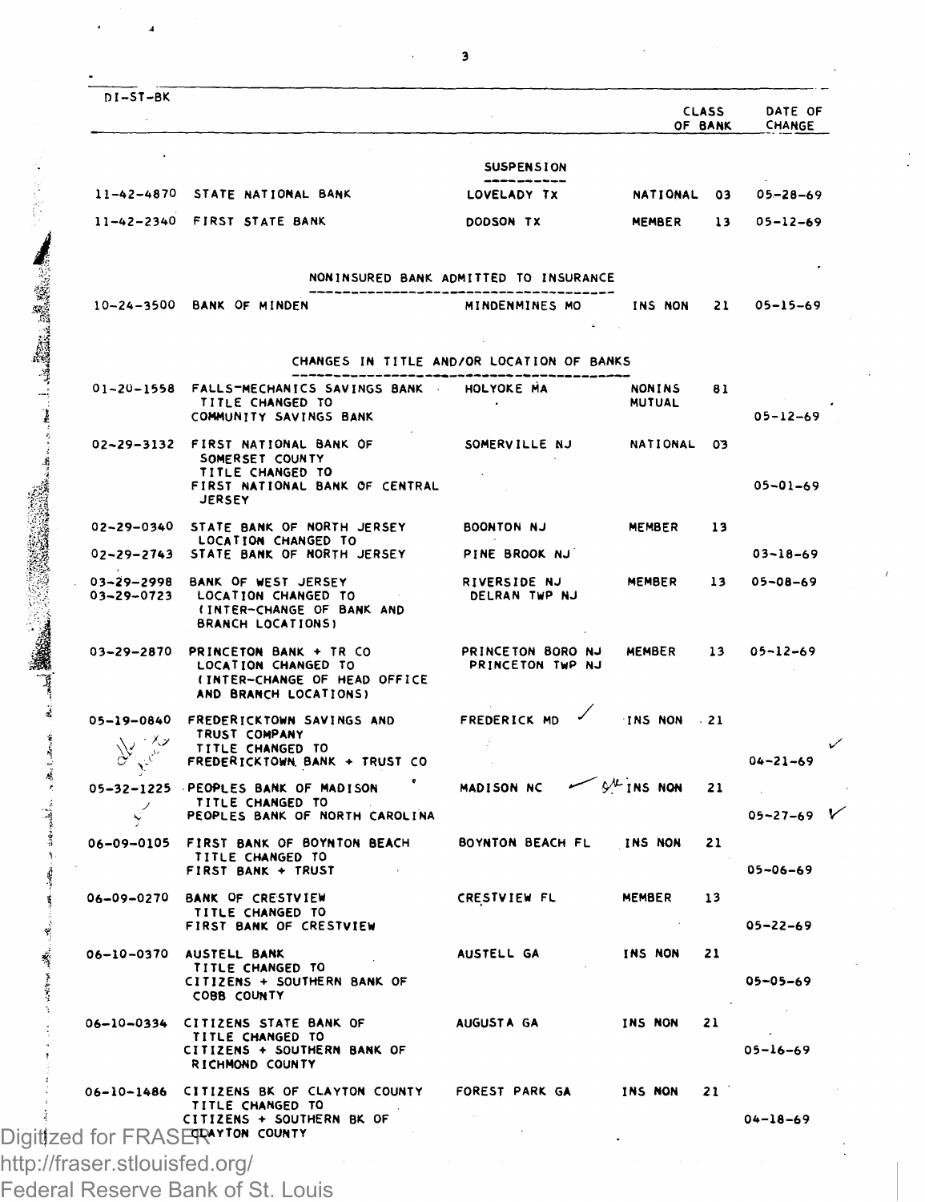DI-ST-BK

| | | | CLASS OF BANK | | DATE OF CHANGE |
|---|---|---|---|---|---|
| | **SUSPENSION** | | | | |
| 11-42-4870 | STATE NATIONAL BANK | LOVELADY TX | NATIONAL | 03 | 05-28-69 |
| 11-42-2340 | FIRST STATE BANK | DODSON TX | MEMBER | 13 | 05-12-69 |
| | **NONINSURED BANK ADMITTED TO INSURANCE** | | | | |
| 10-24-3500 | BANK OF MINDEN | MINDENMINES MO | INS NON | 21 | 05-15-69 |
| | **CHANGES IN TITLE AND/OR LOCATION OF BANKS** | | | | |
| 01-20-1558 | FALLS-MECHANICS SAVINGS BANK TITLE CHANGED TO COMMUNITY SAVINGS BANK | HOLYOKE MA | NONINS MUTUAL | 81 | 05-12-69 |
| 02-29-3132 | FIRST NATIONAL BANK OF SOMERSET COUNTY TITLE CHANGED TO FIRST NATIONAL BANK OF CENTRAL JERSEY | SOMERVILLE NJ | NATIONAL | 03 | 05-01-69 |
| 02-29-0340 | STATE BANK OF NORTH JERSEY LOCATION CHANGED TO | BOONTON NJ | MEMBER | 13 | |
| 02-29-2743 | STATE BANK OF NORTH JERSEY | PINE BROOK NJ | | | 03-18-69 |
| 03-29-2998<br>03-29-0723 | BANK OF WEST JERSEY LOCATION CHANGED TO (INTER-CHANGE OF BANK AND BRANCH LOCATIONS) | RIVERSIDE NJ<br>DELRAN TWP NJ | MEMBER | 13 | 05-08-69 |
| 03-29-2870 | PRINCETON BANK + TR CO LOCATION CHANGED TO (INTER-CHANGE OF HEAD OFFICE AND BRANCH LOCATIONS) | PRINCETON BORO NJ<br>PRINCETON TWP NJ | MEMBER | 13 | 05-12-69 |
| 05-19-0840 | FREDERICKTOWN SAVINGS AND TRUST COMPANY TITLE CHANGED TO FREDERICKTOWN BANK + TRUST CO | FREDERICK MD | INS NON | 21 | 04-21-69 |
| 05-32-1225 | PEOPLES BANK OF MADISON TITLE CHANGED TO PEOPLES BANK OF NORTH CAROLINA | MADISON NC | INS NON | 21 | 05-27-69 |
| 06-09-0105 | FIRST BANK OF BOYNTON BEACH TITLE CHANGED TO FIRST BANK + TRUST | BOYNTON BEACH FL | INS NON | 21 | 05-06-69 |
| 06-09-0270 | BANK OF CRESTVIEW TITLE CHANGED TO FIRST BANK OF CRESTVIEW | CRESTVIEW FL | MEMBER | 13 | 05-22-69 |
| 06-10-0370 | AUSTELL BANK TITLE CHANGED TO CITIZENS + SOUTHERN BANK OF COBB COUNTY | AUSTELL GA | INS NON | 21 | 05-05-69 |
| 06-10-0334 | CITIZENS STATE BANK OF TITLE CHANGED TO CITIZENS + SOUTHERN BANK OF RICHMOND COUNTY | AUGUSTA GA | INS NON | 21 | 05-16-69 |
| 06-10-1486 | CITIZENS BK OF CLAYTON COUNTY TITLE CHANGED TO CITIZENS + SOUTHERN BK OF CLAYTON COUNTY | FOREST PARK GA | INS NON | 21 | 04-18-69 |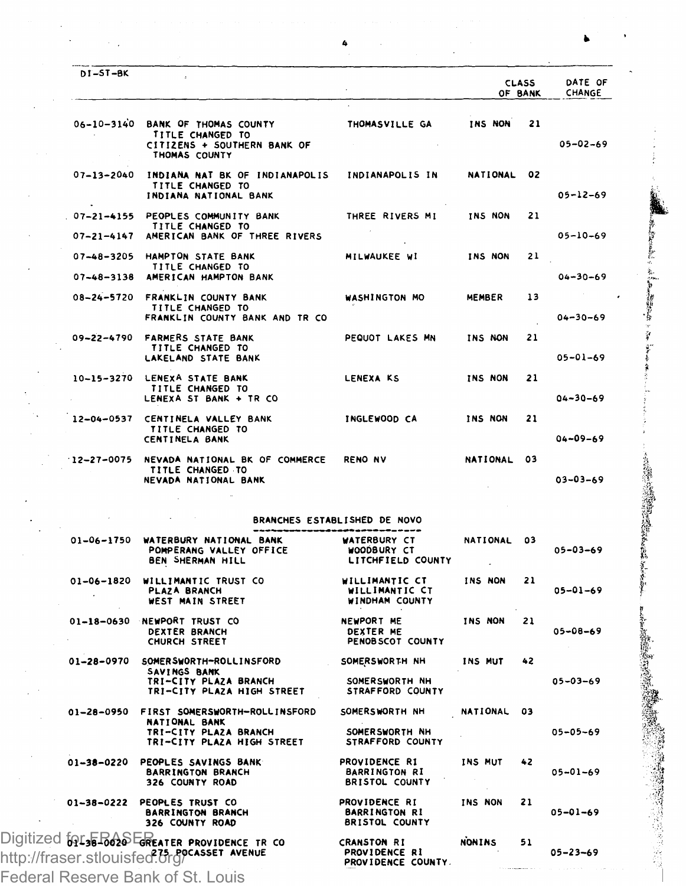| DI-ST-BK | | | CLASS OF BANK | | DATE OF CHANGE |
|---|---|---|---|---|---|
| 06-10-3140 | BANK OF THOMAS COUNTY<br>TITLE CHANGED TO<br>CITIZENS + SOUTHERN BANK OF THOMAS COUNTY | THOMASVILLE GA | INS NON | 21 | 05-02-69 |
| 07-13-2040 | INDIANA NAT BK OF INDIANAPOLIS<br>TITLE CHANGED TO<br>INDIANA NATIONAL BANK | INDIANAPOLIS IN | NATIONAL | 02 | 05-12-69 |
| 07-21-4155<br>07-21-4147 | PEOPLES COMMUNITY BANK<br>TITLE CHANGED TO<br>AMERICAN BANK OF THREE RIVERS | THREE RIVERS MI | INS NON | 21 | 05-10-69 |
| 07-48-3205<br>07-48-3138 | HAMPTON STATE BANK<br>TITLE CHANGED TO<br>AMERICAN HAMPTON BANK | MILWAUKEE WI | INS NON | 21 | 04-30-69 |
| 08-24-5720 | FRANKLIN COUNTY BANK<br>TITLE CHANGED TO<br>FRANKLIN COUNTY BANK AND TR CO | WASHINGTON MO | MEMBER | 13 | 04-30-69 |
| 09-22-4790 | FARMERS STATE BANK<br>TITLE CHANGED TO<br>LAKELAND STATE BANK | PEQUOT LAKES MN | INS NON | 21 | 05-01-69 |
| 10-15-3270 | LENEXA STATE BANK<br>TITLE CHANGED TO<br>LENEXA ST BANK + TR CO | LENEXA KS | INS NON | 21 | 04-30-69 |
| 12-04-0537 | CENTINELA VALLEY BANK<br>TITLE CHANGED TO<br>CENTINELA BANK | INGLEWOOD CA | INS NON | 21 | 04-09-69 |
| 12-27-0075 | NEVADA NATIONAL BK OF COMMERCE<br>TITLE CHANGED TO<br>NEVADA NATIONAL BANK | RENO NV | NATIONAL | 03 | 03-03-69 |

## BRANCHES ESTABLISHED DE NOVO

| | | | | | |
|---|---|---|---|---|---|
| 01-06-1750 | WATERBURY NATIONAL BANK<br>POMPERANG VALLEY OFFICE<br>BEN SHERMAN HILL | WATERBURY CT<br>WOODBURY CT<br>LITCHFIELD COUNTY | NATIONAL | 03 | 05-03-69 |
| 01-06-1820 | WILLIMANTIC TRUST CO<br>PLAZA BRANCH<br>WEST MAIN STREET | WILLIMANTIC CT<br>WILLIMANTIC CT<br>WINDHAM COUNTY | INS NON | 21 | 05-01-69 |
| 01-18-0630 | NEWPORT TRUST CO<br>DEXTER BRANCH<br>CHURCH STREET | NEWPORT ME<br>DEXTER ME<br>PENOBSCOT COUNTY | INS NON | 21 | 05-08-69 |
| 01-28-0970 | SOMERSWORTH-ROLLINSFORD SAVINGS BANK<br>TRI-CITY PLAZA BRANCH<br>TRI-CITY PLAZA HIGH STREET | SOMERSWORTH NH<br>SOMERSWORTH NH<br>STRAFFORD COUNTY | INS MUT | 42 | 05-03-69 |
| 01-28-0950 | FIRST SOMERSWORTH-ROLLINSFORD NATIONAL BANK<br>TRI-CITY PLAZA BRANCH<br>TRI-CITY PLAZA HIGH STREET | SOMERSWORTH NH<br>SOMERSWORTH NH<br>STRAFFORD COUNTY | NATIONAL | 03 | 05-05-69 |
| 01-38-0220 | PEOPLES SAVINGS BANK<br>BARRINGTON BRANCH<br>326 COUNTY ROAD | PROVIDENCE RI<br>BARRINGTON RI<br>BRISTOL COUNTY | INS MUT | 42 | 05-01-69 |
| 01-38-0222 | PEOPLES TRUST CO<br>BARRINGTON BRANCH<br>326 COUNTY ROAD | PROVIDENCE RI<br>BARRINGTON RI<br>BRISTOL COUNTY | INS NON | 21 | 05-01-69 |
| 01-38-0020 | GREATER PROVIDENCE TR CO<br>275 POCASSET AVENUE | CRANSTON RI<br>PROVIDENCE RI<br>PROVIDENCE COUNTY | NONINS | 51 | 05-23-69 |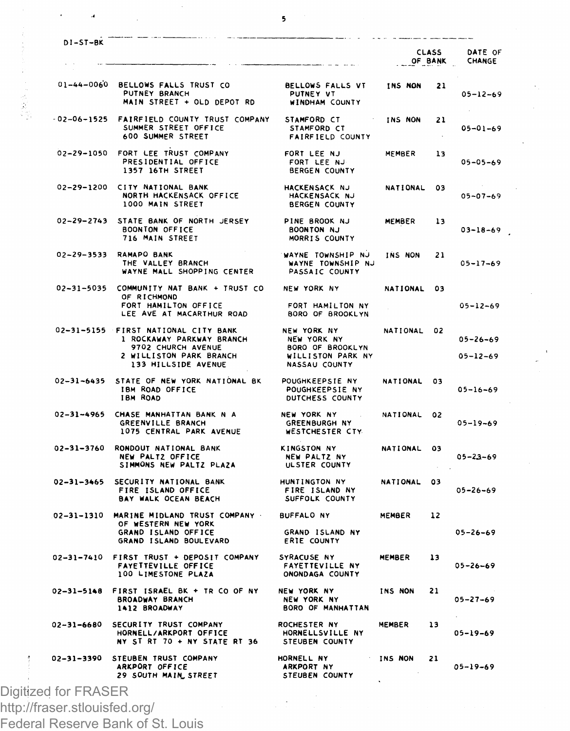| DI-ST-BK | | | CLASS OF BANK | | DATE OF CHANGE |
|---|---|---|---|---|---|
| 01-44-0060 | BELLOWS FALLS TRUST CO<br>PUTNEY BRANCH<br>MAIN STREET + OLD DEPOT RD | BELLOWS FALLS VT<br>PUTNEY VT<br>WINDHAM COUNTY | INS NON | 21 | 05-12-69 |
| 02-06-1525 | FAIRFIELD COUNTY TRUST COMPANY<br>SUMMER STREET OFFICE<br>600 SUMMER STREET | STAMFORD CT<br>STAMFORD CT<br>FAIRFIELD COUNTY | INS NON | 21 | 05-01-69 |
| 02-29-1050 | FORT LEE TRUST COMPANY<br>PRESIDENTIAL OFFICE<br>1357 16TH STREET | FORT LEE NJ<br>FORT LEE NJ<br>BERGEN COUNTY | MEMBER | 13 | 05-05-69 |
| 02-29-1200 | CITY NATIONAL BANK<br>NORTH HACKENSACK OFFICE<br>1000 MAIN STREET | HACKENSACK NJ<br>HACKENSACK NJ<br>BERGEN COUNTY | NATIONAL | 03 | 05-07-69 |
| 02-29-2743 | STATE BANK OF NORTH JERSEY<br>BOONTON OFFICE<br>716 MAIN STREET | PINE BROOK NJ<br>BOONTON NJ<br>MORRIS COUNTY | MEMBER | 13 | 03-18-69 |
| 02-29-3533 | RAMAPO BANK<br>THE VALLEY BRANCH<br>WAYNE MALL SHOPPING CENTER | WAYNE TOWNSHIP NJ<br>WAYNE TOWNSHIP NJ<br>PASSAIC COUNTY | INS NON | 21 | 05-17-69 |
| 02-31-5035 | COMMUNITY NAT BANK + TRUST CO OF RICHMOND<br>FORT HAMILTON OFFICE<br>LEE AVE AT MACARTHUR ROAD | NEW YORK NY<br>FORT HAMILTON NY<br>BORO OF BROOKLYN | NATIONAL | 03 | 05-12-69 |
| 02-31-5155 | FIRST NATIONAL CITY BANK<br>1 ROCKAWAY PARKWAY BRANCH<br>9702 CHURCH AVENUE<br>2 WILLISTON PARK BRANCH<br>133 HILLSIDE AVENUE | NEW YORK NY<br>NEW YORK NY<br>BORO OF BROOKLYN<br>WILLISTON PARK NY<br>NASSAU COUNTY | NATIONAL | 02 | 05-26-69<br><br>05-12-69 |
| 02-31-6435 | STATE OF NEW YORK NATIONAL BK<br>IBM ROAD OFFICE<br>IBM ROAD | POUGHKEEPSIE NY<br>POUGHKEEPSIE NY<br>DUTCHESS COUNTY | NATIONAL | 03 | 05-16-69 |
| 02-31-4965 | CHASE MANHATTAN BANK N A<br>GREENVILLE BRANCH<br>1075 CENTRAL PARK AVENUE | NEW YORK NY<br>GREENBURGH NY<br>WESTCHESTER CTY | NATIONAL | 02 | 05-19-69 |
| 02-31-3760 | RONDOUT NATIONAL BANK<br>NEW PALTZ OFFICE<br>SIMMONS NEW PALTZ PLAZA | KINGSTON NY<br>NEW PALTZ NY<br>ULSTER COUNTY | NATIONAL | 03 | 05-23-69 |
| 02-31-3465 | SECURITY NATIONAL BANK<br>FIRE ISLAND OFFICE<br>BAY WALK OCEAN BEACH | HUNTINGTON NY<br>FIRE ISLAND NY<br>SUFFOLK COUNTY | NATIONAL | 03 | 05-26-69 |
| 02-31-1310 | MARINE MIDLAND TRUST COMPANY OF WESTERN NEW YORK<br>GRAND ISLAND OFFICE<br>GRAND ISLAND BOULEVARD | BUFFALO NY<br>GRAND ISLAND NY<br>ERIE COUNTY | MEMBER | 12 | 05-26-69 |
| 02-31-7410 | FIRST TRUST + DEPOSIT COMPANY<br>FAYETTEVILLE OFFICE<br>100 LIMESTONE PLAZA | SYRACUSE NY<br>FAYETTEVILLE NY<br>ONONDAGA COUNTY | MEMBER | 13 | 05-26-69 |
| 02-31-5148 | FIRST ISRAEL BK + TR CO OF NY<br>BROADWAY BRANCH<br>1412 BROADWAY | NEW YORK NY<br>NEW YORK NY<br>BORO OF MANHATTAN | INS NON | 21 | 05-27-69 |
| 02-31-6680 | SECURITY TRUST COMPANY<br>HORNELL/ARKPORT OFFICE<br>NY ST RT 70 + NY STATE RT 36 | ROCHESTER NY<br>HORNELLSVILLE NY<br>STEUBEN COUNTY | MEMBER | 13 | 05-19-69 |
| 02-31-3390 | STEUBEN TRUST COMPANY<br>ARKPORT OFFICE<br>29 SOUTH MAIN STREET | HORNELL NY<br>ARKPORT NY<br>STEUBEN COUNTY | INS NON | 21 | 05-19-69 |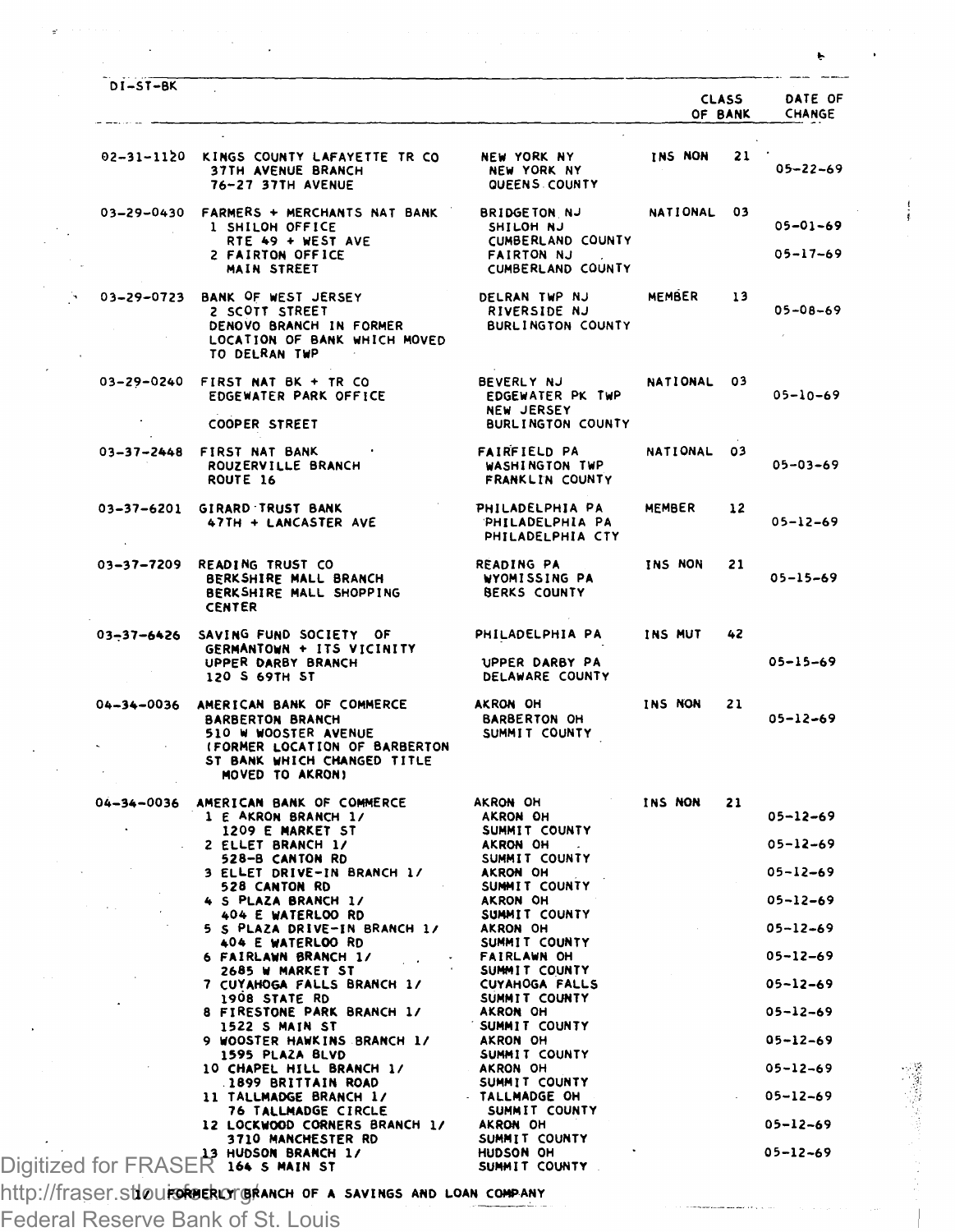| DI-ST-BK | | | CLASS OF BANK | | DATE OF CHANGE |
|---|---|---|---|---|---|
| 02-31-1120 | KINGS COUNTY LAFAYETTE TR CO | NEW YORK NY | INS NON | 21 | |
| | 37TH AVENUE BRANCH<br>76-27 37TH AVENUE | NEW YORK NY<br>QUEENS COUNTY | | | 05-22-69 |
| 03-29-0430 | FARMERS + MERCHANTS NAT BANK | BRIDGETON NJ | NATIONAL | 03 | |
| | 1 SHILOH OFFICE<br>RTE 49 + WEST AVE | SHILOH NJ<br>CUMBERLAND COUNTY | | | 05-01-69 |
| | 2 FAIRTON OFFICE<br>MAIN STREET | FAIRTON NJ<br>CUMBERLAND COUNTY | | | 05-17-69 |
| 03-29-0723 | BANK OF WEST JERSEY | DELRAN TWP NJ | MEMBER | 13 | |
| | 2 SCOTT STREET<br>DENOVO BRANCH IN FORMER LOCATION OF BANK WHICH MOVED TO DELRAN TWP | RIVERSIDE NJ<br>BURLINGTON COUNTY | | | 05-08-69 |
| 03-29-0240 | FIRST NAT BK + TR CO | BEVERLY NJ | NATIONAL | 03 | |
| | EDGEWATER PARK OFFICE<br>COOPER STREET | EDGEWATER PK TWP<br>NEW JERSEY<br>BURLINGTON COUNTY | | | 05-10-69 |
| 03-37-2448 | FIRST NAT BANK | FAIRFIELD PA | NATIONAL | 03 | |
| | ROUZERVILLE BRANCH<br>ROUTE 16 | WASHINGTON TWP<br>FRANKLIN COUNTY | | | 05-03-69 |
| 03-37-6201 | GIRARD TRUST BANK | PHILADELPHIA PA | MEMBER | 12 | |
| | 47TH + LANCASTER AVE | PHILADELPHIA PA<br>PHILADELPHIA CTY | | | 05-12-69 |
| 03-37-7209 | READING TRUST CO | READING PA | INS NON | 21 | |
| | BERKSHIRE MALL BRANCH<br>BERKSHIRE MALL SHOPPING CENTER | WYOMISSING PA<br>BERKS COUNTY | | | 05-15-69 |
| 03-37-6426 | SAVING FUND SOCIETY OF GERMANTOWN + ITS VICINITY | PHILADELPHIA PA | INS MUT | 42 | |
| | UPPER DARBY BRANCH<br>120 S 69TH ST | UPPER DARBY PA<br>DELAWARE COUNTY | | | 05-15-69 |
| 04-34-0036 | AMERICAN BANK OF COMMERCE | AKRON OH | INS NON | 21 | |
| | BARBERTON BRANCH<br>510 W WOOSTER AVENUE<br>(FORMER LOCATION OF BARBERTON ST BANK WHICH CHANGED TITLE MOVED TO AKRON) | BARBERTON OH<br>SUMMIT COUNTY | | | 05-12-69 |
| 04-34-0036 | AMERICAN BANK OF COMMERCE | AKRON OH | INS NON | 21 | |
| | 1 E AKRON BRANCH 1/<br>1209 E MARKET ST | AKRON OH<br>SUMMIT COUNTY | | | 05-12-69 |
| | 2 ELLET BRANCH 1/<br>528-B CANTON RD | AKRON OH<br>SUMMIT COUNTY | | | 05-12-69 |
| | 3 ELLET DRIVE-IN BRANCH 1/<br>528 CANTON RD | AKRON OH<br>SUMMIT COUNTY | | | 05-12-69 |
| | 4 S PLAZA BRANCH 1/<br>404 E WATERLOO RD | AKRON OH<br>SUMMIT COUNTY | | | 05-12-69 |
| | 5 S PLAZA DRIVE-IN BRANCH 1/<br>404 E WATERLOO RD | AKRON OH<br>SUMMIT COUNTY | | | 05-12-69 |
| | 6 FAIRLAWN BRANCH 1/<br>2685 W MARKET ST | FAIRLAWN OH<br>SUMMIT COUNTY | | | 05-12-69 |
| | 7 CUYAHOGA FALLS BRANCH 1/<br>1908 STATE RD | CUYAHOGA FALLS<br>SUMMIT COUNTY | | | 05-12-69 |
| | 8 FIRESTONE PARK BRANCH 1/<br>1522 S MAIN ST | AKRON OH<br>SUMMIT COUNTY | | | 05-12-69 |
| | 9 WOOSTER HAWKINS BRANCH 1/<br>1595 PLAZA BLVD | AKRON OH<br>SUMMIT COUNTY | | | 05-12-69 |
| | 10 CHAPEL HILL BRANCH 1/<br>1899 BRITTAIN ROAD | AKRON OH<br>SUMMIT COUNTY | | | 05-12-69 |
| | 11 TALLMADGE BRANCH 1/<br>76 TALLMADGE CIRCLE | TALLMADGE OH<br>SUMMIT COUNTY | | | 05-12-69 |
| | 12 LOCKWOOD CORNERS BRANCH 1/<br>3710 MANCHESTER RD | AKRON OH<br>SUMMIT COUNTY | | | 05-12-69 |
| | 13 HUDSON BRANCH 1/<br>164 S MAIN ST | HUDSON OH<br>SUMMIT COUNTY | | | 05-12-69 |

1/ FORMERLY BRANCH OF A SAVINGS AND LOAN COMPANY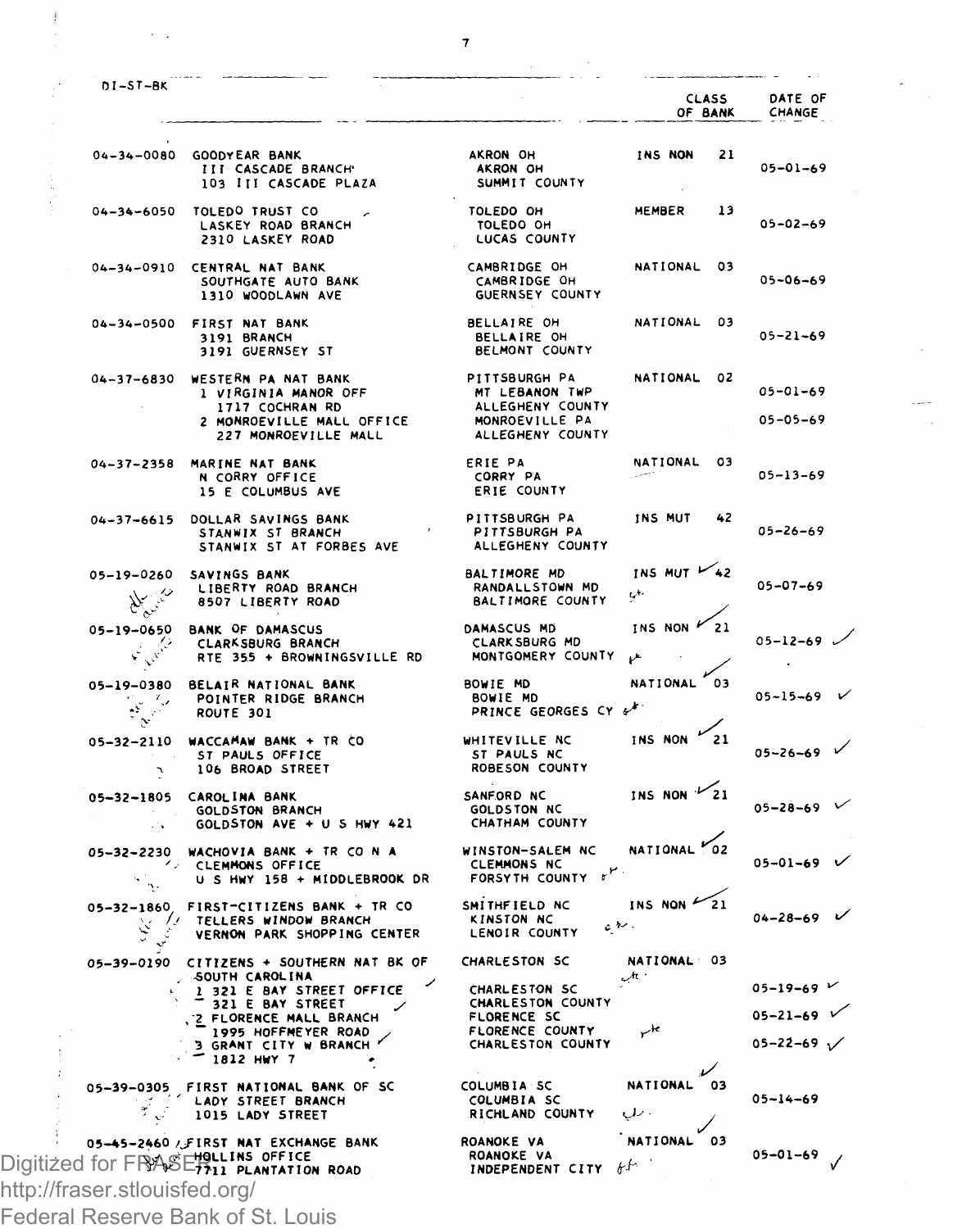DI-ST-BK

| | | | CLASS OF BANK | DATE OF CHANGE |
|---|---|---|---|---|
| 04-34-0080 | GOODYEAR BANK<br>III CASCADE BRANCH<br>103 III CASCADE PLAZA | AKRON OH<br>AKRON OH<br>SUMMIT COUNTY | INS NON 21 | 05-01-69 |
| 04-34-6050 | TOLEDO TRUST CO<br>LASKEY ROAD BRANCH<br>2310 LASKEY ROAD | TOLEDO OH<br>TOLEDO OH<br>LUCAS COUNTY | MEMBER 13 | 05-02-69 |
| 04-34-0910 | CENTRAL NAT BANK<br>SOUTHGATE AUTO BANK<br>1310 WOODLAWN AVE | CAMBRIDGE OH<br>CAMBRIDGE OH<br>GUERNSEY COUNTY | NATIONAL 03 | 05-06-69 |
| 04-34-0500 | FIRST NAT BANK<br>3191 BRANCH<br>3191 GUERNSEY ST | BELLAIRE OH<br>BELLAIRE OH<br>BELMONT COUNTY | NATIONAL 03 | 05-21-69 |
| 04-37-6830 | WESTERN PA NAT BANK<br>1 VIRGINIA MANOR OFF<br>1717 COCHRAN RD<br>2 MONROEVILLE MALL OFFICE<br>227 MONROEVILLE MALL | PITTSBURGH PA<br>MT LEBANON TWP<br>ALLEGHENY COUNTY<br>MONROEVILLE PA<br>ALLEGHENY COUNTY | NATIONAL 02 | 05-01-69<br><br>05-05-69 |
| 04-37-2358 | MARINE NAT BANK<br>N CORRY OFFICE<br>15 E COLUMBUS AVE | ERIE PA<br>CORRY PA<br>ERIE COUNTY | NATIONAL 03 | 05-13-69 |
| 04-37-6615 | DOLLAR SAVINGS BANK<br>STANWIX ST BRANCH<br>STANWIX ST AT FORBES AVE | PITTSBURGH PA<br>PITTSBURGH PA<br>ALLEGHENY COUNTY | INS MUT 42 | 05-26-69 |
| 05-19-0260 | SAVINGS BANK<br>LIBERTY ROAD BRANCH<br>8507 LIBERTY ROAD | BALTIMORE MD<br>RANDALLSTOWN MD<br>BALTIMORE COUNTY | INS MUT 42 | 05-07-69 |
| 05-19-0650 | BANK OF DAMASCUS<br>CLARKSBURG BRANCH<br>RTE 355 + BROWNINGSVILLE RD | DAMASCUS MD<br>CLARKSBURG MD<br>MONTGOMERY COUNTY | INS NON 21 | 05-12-69 |
| 05-19-0380 | BELAIR NATIONAL BANK<br>POINTER RIDGE BRANCH<br>ROUTE 301 | BOWIE MD<br>BOWIE MD<br>PRINCE GEORGES CY | NATIONAL 03 | 05-15-69 |
| 05-32-2110 | WACCAMAW BANK + TR CO<br>ST PAULS OFFICE<br>106 BROAD STREET | WHITEVILLE NC<br>ST PAULS NC<br>ROBESON COUNTY | INS NON 21 | 05-26-69 |
| 05-32-1805 | CAROLINA BANK<br>GOLDSTON BRANCH<br>GOLDSTON AVE + U S HWY 421 | SANFORD NC<br>GOLDSTON NC<br>CHATHAM COUNTY | INS NON 21 | 05-28-69 |
| 05-32-2230 | WACHOVIA BANK + TR CO N A<br>CLEMMONS OFFICE<br>U S HWY 158 + MIDDLEBROOK DR | WINSTON-SALEM NC<br>CLEMMONS NC<br>FORSYTH COUNTY | NATIONAL 02 | 05-01-69 |
| 05-32-1860 | FIRST-CITIZENS BANK + TR CO<br>TELLERS WINDOW BRANCH<br>VERNON PARK SHOPPING CENTER | SMITHFIELD NC<br>KINSTON NC<br>LENOIR COUNTY | INS NON 21 | 04-28-69 |
| 05-39-0190 | CITIZENS + SOUTHERN NAT BK OF SOUTH CAROLINA<br>1 321 E BAY STREET OFFICE<br>321 E BAY STREET<br>2 FLORENCE MALL BRANCH<br>1995 HOFFMEYER ROAD<br>3 GRANT CITY W BRANCH<br>1812 HWY 7 | CHARLESTON SC<br><br>CHARLESTON SC<br>CHARLESTON COUNTY<br>FLORENCE SC<br>FLORENCE COUNTY<br>CHARLESTON COUNTY | NATIONAL 03 | <br><br>05-19-69<br><br>05-21-69<br><br>05-22-69 |
| 05-39-0305 | FIRST NATIONAL BANK OF SC<br>LADY STREET BRANCH<br>1015 LADY STREET | COLUMBIA SC<br>COLUMBIA SC<br>RICHLAND COUNTY | NATIONAL 03 | 05-14-69 |
| 05-45-2460 | FIRST NAT EXCHANGE BANK<br>HOLLINS OFFICE<br>7711 PLANTATION ROAD | ROANOKE VA<br>ROANOKE VA<br>INDEPENDENT CITY | NATIONAL 03 | 05-01-69 |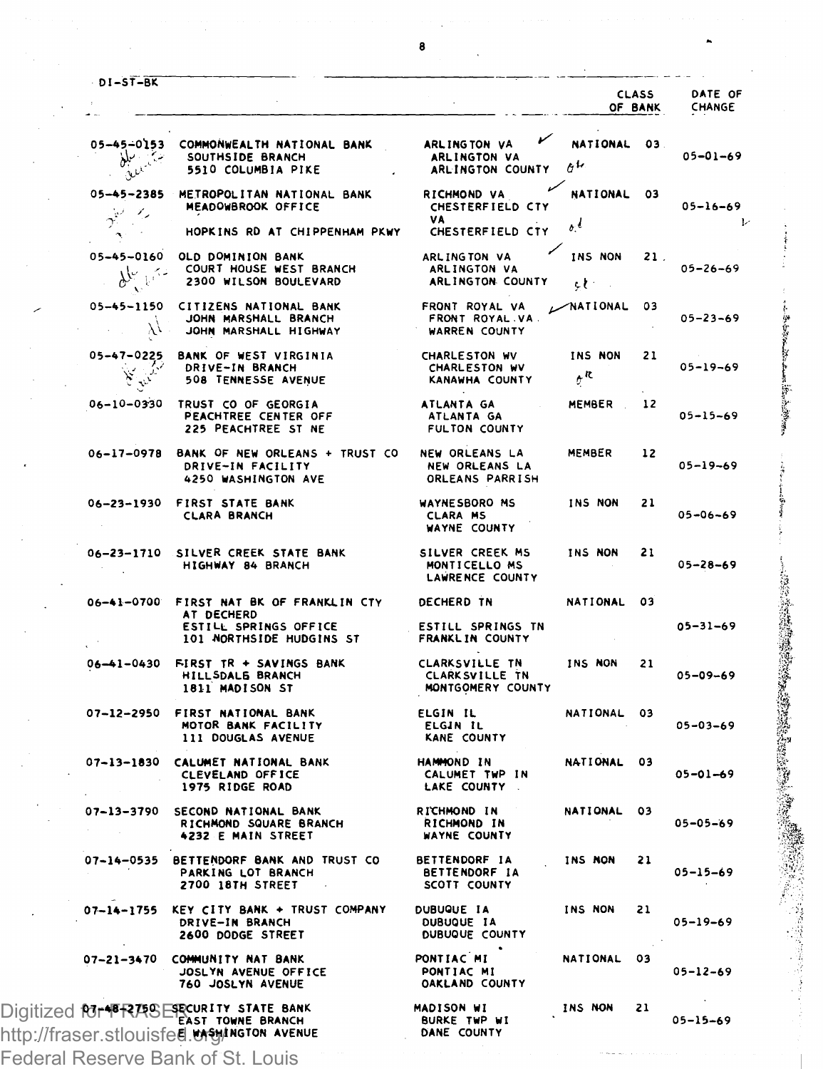| DI-ST-BK | | | CLASS OF BANK | | DATE OF CHANGE |
|---|---|---|---|---|---|
| 05-45-0153 | COMMONWEALTH NATIONAL BANK<br>SOUTHSIDE BRANCH<br>5510 COLUMBIA PIKE | ARLINGTON VA<br>ARLINGTON VA<br>ARLINGTON COUNTY | NATIONAL | 03 | 05-01-69 |
| 05-45-2385 | METROPOLITAN NATIONAL BANK<br>MEADOWBROOK OFFICE<br>HOPKINS RD AT CHIPPENHAM PKWY | RICHMOND VA<br>CHESTERFIELD CTY VA<br>CHESTERFIELD CTY | NATIONAL | 03 | 05-16-69 |
| 05-45-0160 | OLD DOMINION BANK<br>COURT HOUSE WEST BRANCH<br>2300 WILSON BOULEVARD | ARLINGTON VA<br>ARLINGTON VA<br>ARLINGTON COUNTY | INS NON | 21 | 05-26-69 |
| 05-45-1150 | CITIZENS NATIONAL BANK<br>JOHN MARSHALL BRANCH<br>JOHN MARSHALL HIGHWAY | FRONT ROYAL VA<br>FRONT ROYAL VA<br>WARREN COUNTY | NATIONAL | 03 | 05-23-69 |
| 05-47-0225 | BANK OF WEST VIRGINIA<br>DRIVE-IN BRANCH<br>508 TENNESSE AVENUE | CHARLESTON WV<br>CHARLESTON WV<br>KANAWHA COUNTY | INS NON | 21 | 05-19-69 |
| 06-10-0330 | TRUST CO OF GEORGIA<br>PEACHTREE CENTER OFF<br>225 PEACHTREE ST NE | ATLANTA GA<br>ATLANTA GA<br>FULTON COUNTY | MEMBER | 12 | 05-15-69 |
| 06-17-0978 | BANK OF NEW ORLEANS + TRUST CO<br>DRIVE-IN FACILITY<br>4250 WASHINGTON AVE | NEW ORLEANS LA<br>NEW ORLEANS LA<br>ORLEANS PARRISH | MEMBER | 12 | 05-19-69 |
| 06-23-1930 | FIRST STATE BANK<br>CLARA BRANCH | WAYNESBORO MS<br>CLARA MS<br>WAYNE COUNTY | INS NON | 21 | 05-06-69 |
| 06-23-1710 | SILVER CREEK STATE BANK<br>HIGHWAY 84 BRANCH | SILVER CREEK MS<br>MONTICELLO MS<br>LAWRENCE COUNTY | INS NON | 21 | 05-28-69 |
| 06-41-0700 | FIRST NAT BK OF FRANKLIN CTY AT DECHERD<br>ESTILL SPRINGS OFFICE<br>101 NORTHSIDE HUDGINS ST | DECHERD TN<br>ESTILL SPRINGS TN<br>FRANKLIN COUNTY | NATIONAL | 03 | 05-31-69 |
| 06-41-0430 | FIRST TR + SAVINGS BANK<br>HILLSDALE BRANCH<br>1811 MADISON ST | CLARKSVILLE TN<br>CLARKSVILLE TN<br>MONTGOMERY COUNTY | INS NON | 21 | 05-09-69 |
| 07-12-2950 | FIRST NATIONAL BANK<br>MOTOR BANK FACILITY<br>111 DOUGLAS AVENUE | ELGIN IL<br>ELGIN IL<br>KANE COUNTY | NATIONAL | 03 | 05-03-69 |
| 07-13-1830 | CALUMET NATIONAL BANK<br>CLEVELAND OFFICE<br>1975 RIDGE ROAD | HAMMOND IN<br>CALUMET TWP IN<br>LAKE COUNTY | NATIONAL | 03 | 05-01-69 |
| 07-13-3790 | SECOND NATIONAL BANK<br>RICHMOND SQUARE BRANCH<br>4232 E MAIN STREET | RICHMOND IN<br>RICHMOND IN<br>WAYNE COUNTY | NATIONAL | 03 | 05-05-69 |
| 07-14-0535 | BETTENDORF BANK AND TRUST CO<br>PARKING LOT BRANCH<br>2700 18TH STREET | BETTENDORF IA<br>BETTENDORF IA<br>SCOTT COUNTY | INS NON | 21 | 05-15-69 |
| 07-14-1755 | KEY CITY BANK + TRUST COMPANY<br>DRIVE-IN BRANCH<br>2600 DODGE STREET | DUBUQUE IA<br>DUBUQUE IA<br>DUBUQUE COUNTY | INS NON | 21 | 05-19-69 |
| 07-21-3470 | COMMUNITY NAT BANK<br>JOSLYN AVENUE OFFICE<br>760 JOSLYN AVENUE | PONTIAC MI<br>PONTIAC MI<br>OAKLAND COUNTY | NATIONAL | 03 | 05-12-69 |
| 07-48-2750 | SECURITY STATE BANK<br>EAST TOWNE BRANCH<br>E WASHINGTON AVENUE | MADISON WI<br>BURKE TWP WI<br>DANE COUNTY | INS NON | 21 | 05-15-69 |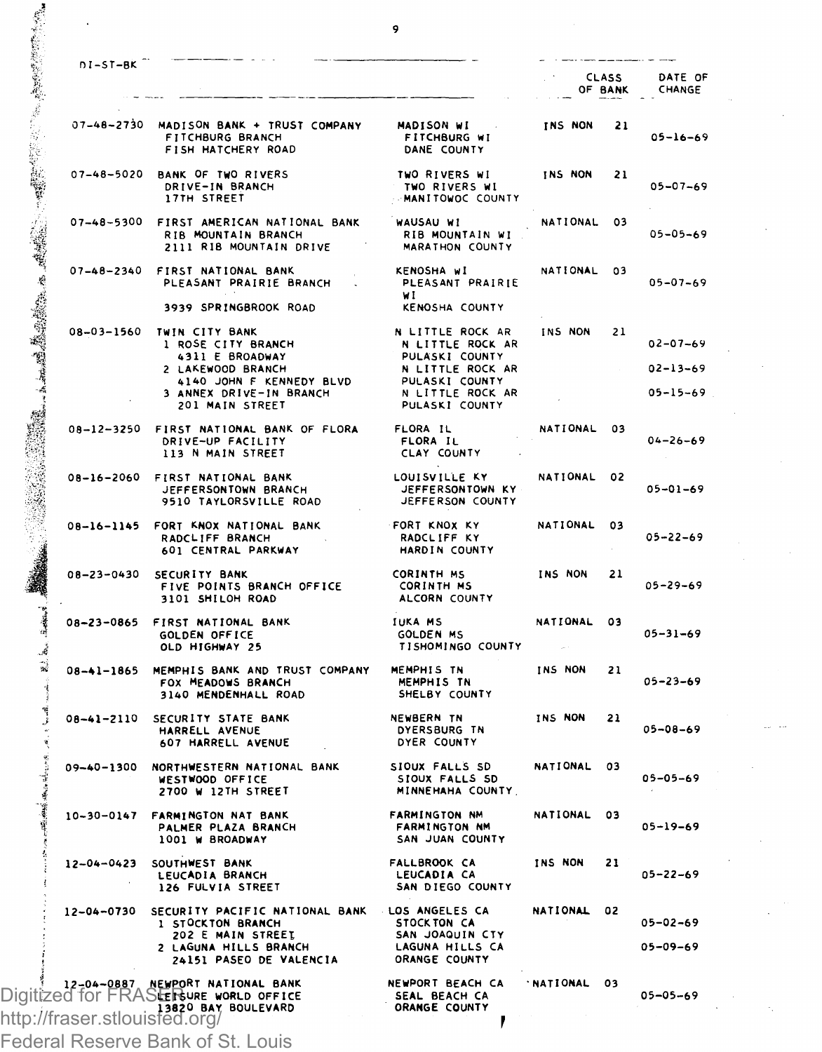| DI-ST-BK | | | CLASS OF BANK | DATE OF CHANGE |
|---|---|---|---|---|
| 07-48-2730 | MADISON BANK + TRUST COMPANY | MADISON WI | INS NON 21 | |
| | FITCHBURG BRANCH | FITCHBURG WI | | 05-16-69 |
| | FISH HATCHERY ROAD | DANE COUNTY | | |
| 07-48-5020 | BANK OF TWO RIVERS | TWO RIVERS WI | INS NON 21 | |
| | DRIVE-IN BRANCH | TWO RIVERS WI | | 05-07-69 |
| | 17TH STREET | MANITOWOC COUNTY | | |
| 07-48-5300 | FIRST AMERICAN NATIONAL BANK | WAUSAU WI | NATIONAL 03 | |
| | RIB MOUNTAIN BRANCH | RIB MOUNTAIN WI | | 05-05-69 |
| | 2111 RIB MOUNTAIN DRIVE | MARATHON COUNTY | | |
| 07-48-2340 | FIRST NATIONAL BANK | KENOSHA WI | NATIONAL 03 | |
| | PLEASANT PRAIRIE BRANCH | PLEASANT PRAIRIE WI | | 05-07-69 |
| | 3939 SPRINGBROOK ROAD | KENOSHA COUNTY | | |
| 08-03-1560 | TWIN CITY BANK | N LITTLE ROCK AR | INS NON 21 | |
| | 1 ROSE CITY BRANCH | N LITTLE ROCK AR | | 02-07-69 |
| | 4311 E BROADWAY | PULASKI COUNTY | | |
| | 2 LAKEWOOD BRANCH | N LITTLE ROCK AR | | 02-13-69 |
| | 4140 JOHN F KENNEDY BLVD | PULASKI COUNTY | | |
| | 3 ANNEX DRIVE-IN BRANCH | N LITTLE ROCK AR | | 05-15-69 |
| | 201 MAIN STREET | PULASKI COUNTY | | |
| 08-12-3250 | FIRST NATIONAL BANK OF FLORA | FLORA IL | NATIONAL 03 | |
| | DRIVE-UP FACILITY | FLORA IL | | 04-26-69 |
| | 113 N MAIN STREET | CLAY COUNTY | | |
| 08-16-2060 | FIRST NATIONAL BANK | LOUISVILLE KY | NATIONAL 02 | |
| | JEFFERSONTOWN BRANCH | JEFFERSONTOWN KY | | 05-01-69 |
| | 9510 TAYLORSVILLE ROAD | JEFFERSON COUNTY | | |
| 08-16-1145 | FORT KNOX NATIONAL BANK | FORT KNOX KY | NATIONAL 03 | |
| | RADCLIFF BRANCH | RADCLIFF KY | | 05-22-69 |
| | 601 CENTRAL PARKWAY | HARDIN COUNTY | | |
| 08-23-0430 | SECURITY BANK | CORINTH MS | INS NON 21 | |
| | FIVE POINTS BRANCH OFFICE | CORINTH MS | | 05-29-69 |
| | 3101 SHILOH ROAD | ALCORN COUNTY | | |
| 08-23-0865 | FIRST NATIONAL BANK | IUKA MS | NATIONAL 03 | |
| | GOLDEN OFFICE | GOLDEN MS | | 05-31-69 |
| | OLD HIGHWAY 25 | TISHOMINGO COUNTY | | |
| 08-41-1865 | MEMPHIS BANK AND TRUST COMPANY | MEMPHIS TN | INS NON 21 | |
| | FOX MEADOWS BRANCH | MEMPHIS TN | | 05-23-69 |
| | 3140 MENDENHALL ROAD | SHELBY COUNTY | | |
| 08-41-2110 | SECURITY STATE BANK | NEWBERN TN | INS NON 21 | |
| | HARRELL AVENUE | DYERSBURG TN | | 05-08-69 |
| | 607 HARRELL AVENUE | DYER COUNTY | | |
| 09-40-1300 | NORTHWESTERN NATIONAL BANK | SIOUX FALLS SD | NATIONAL 03 | |
| | WESTWOOD OFFICE | SIOUX FALLS SD | | 05-05-69 |
| | 2700 W 12TH STREET | MINNEHAHA COUNTY | | |
| 10-30-0147 | FARMINGTON NAT BANK | FARMINGTON NM | NATIONAL 03 | |
| | PALMER PLAZA BRANCH | FARMINGTON NM | | 05-19-69 |
| | 1001 W BROADWAY | SAN JUAN COUNTY | | |
| 12-04-0423 | SOUTHWEST BANK | FALLBROOK CA | INS NON 21 | |
| | LEUCADIA BRANCH | LEUCADIA CA | | 05-22-69 |
| | 126 FULVIA STREET | SAN DIEGO COUNTY | | |
| 12-04-0730 | SECURITY PACIFIC NATIONAL BANK | LOS ANGELES CA | NATIONAL 02 | |
| | 1 STOCKTON BRANCH | STOCKTON CA | | 05-02-69 |
| | 202 E MAIN STREET | SAN JOAQUIN CTY | | |
| | 2 LAGUNA HILLS BRANCH | LAGUNA HILLS CA | | 05-09-69 |
| | 24151 PASEO DE VALENCIA | ORANGE COUNTY | | |
| 12-04-0887 | NEWPORT NATIONAL BANK | NEWPORT BEACH CA | NATIONAL 03 | |
| | LEISURE WORLD OFFICE | SEAL BEACH CA | | 05-05-69 |
| | 13820 BAY BOULEVARD | ORANGE COUNTY | | |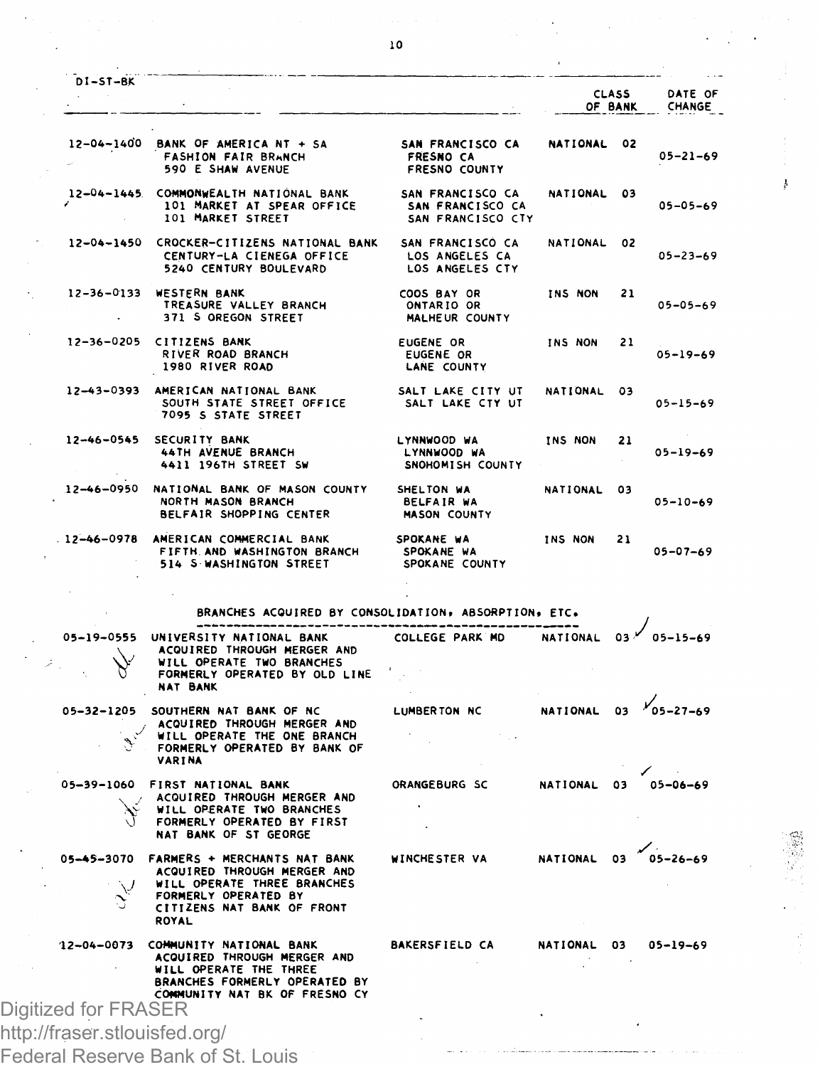DI-ST-BK

| | | | CLASS OF BANK | | DATE OF CHANGE |
|---|---|---|---|---|---|
| 12-04-1400 | BANK OF AMERICA NT + SA<br>FASHION FAIR BRANCH<br>590 E SHAW AVENUE | SAN FRANCISCO CA<br>FRESNO CA<br>FRESNO COUNTY | NATIONAL | 02 | 05-21-69 |
| 12-04-1445 | COMMONWEALTH NATIONAL BANK<br>101 MARKET AT SPEAR OFFICE<br>101 MARKET STREET | SAN FRANCISCO CA<br>SAN FRANCISCO CA<br>SAN FRANCISCO CTY | NATIONAL | 03 | 05-05-69 |
| 12-04-1450 | CROCKER-CITIZENS NATIONAL BANK<br>CENTURY-LA CIENEGA OFFICE<br>5240 CENTURY BOULEVARD | SAN FRANCISCO CA<br>LOS ANGELES CA<br>LOS ANGELES CTY | NATIONAL | 02 | 05-23-69 |
| 12-36-0133 | WESTERN BANK<br>TREASURE VALLEY BRANCH<br>371 S OREGON STREET | COOS BAY OR<br>ONTARIO OR<br>MALHEUR COUNTY | INS NON | 21 | 05-05-69 |
| 12-36-0205 | CITIZENS BANK<br>RIVER ROAD BRANCH<br>1980 RIVER ROAD | EUGENE OR<br>EUGENE OR<br>LANE COUNTY | INS NON | 21 | 05-19-69 |
| 12-43-0393 | AMERICAN NATIONAL BANK<br>SOUTH STATE STREET OFFICE<br>7095 S STATE STREET | SALT LAKE CITY UT<br>SALT LAKE CTY UT | NATIONAL | 03 | 05-15-69 |
| 12-46-0545 | SECURITY BANK<br>44TH AVENUE BRANCH<br>4411 196TH STREET SW | LYNNWOOD WA<br>LYNNWOOD WA<br>SNOHOMISH COUNTY | INS NON | 21 | 05-19-69 |
| 12-46-0950 | NATIONAL BANK OF MASON COUNTY<br>NORTH MASON BRANCH<br>BELFAIR SHOPPING CENTER | SHELTON WA<br>BELFAIR WA<br>MASON COUNTY | NATIONAL | 03 | 05-10-69 |
| 12-46-0978 | AMERICAN COMMERCIAL BANK<br>FIFTH AND WASHINGTON BRANCH<br>514 S WASHINGTON STREET | SPOKANE WA<br>SPOKANE WA<br>SPOKANE COUNTY | INS NON | 21 | 05-07-69 |

## BRANCHES ACQUIRED BY CONSOLIDATION, ABSORPTION, ETC.

| | | | | | |
|---|---|---|---|---|---|
| 05-19-0555 | UNIVERSITY NATIONAL BANK<br>ACQUIRED THROUGH MERGER AND WILL OPERATE TWO BRANCHES FORMERLY OPERATED BY OLD LINE NAT BANK | COLLEGE PARK MD | NATIONAL | 03 | 05-15-69 |
| 05-32-1205 | SOUTHERN NAT BANK OF NC<br>ACQUIRED THROUGH MERGER AND WILL OPERATE THE ONE BRANCH FORMERLY OPERATED BY BANK OF VARINA | LUMBERTON NC | NATIONAL | 03 | 05-27-69 |
| 05-39-1060 | FIRST NATIONAL BANK<br>ACQUIRED THROUGH MERGER AND WILL OPERATE TWO BRANCHES FORMERLY OPERATED BY FIRST NAT BANK OF ST GEORGE | ORANGEBURG SC | NATIONAL | 03 | 05-06-69 |
| 05-45-3070 | FARMERS + MERCHANTS NAT BANK<br>ACQUIRED THROUGH MERGER AND WILL OPERATE THREE BRANCHES FORMERLY OPERATED BY CITIZENS NAT BANK OF FRONT ROYAL | WINCHESTER VA | NATIONAL | 03 | 05-26-69 |
| 12-04-0073 | COMMUNITY NATIONAL BANK<br>ACQUIRED THROUGH MERGER AND WILL OPERATE THE THREE BRANCHES FORMERLY OPERATED BY COMMUNITY NAT BK OF FRESNO CY | BAKERSFIELD CA | NATIONAL | 03 | 05-19-69 |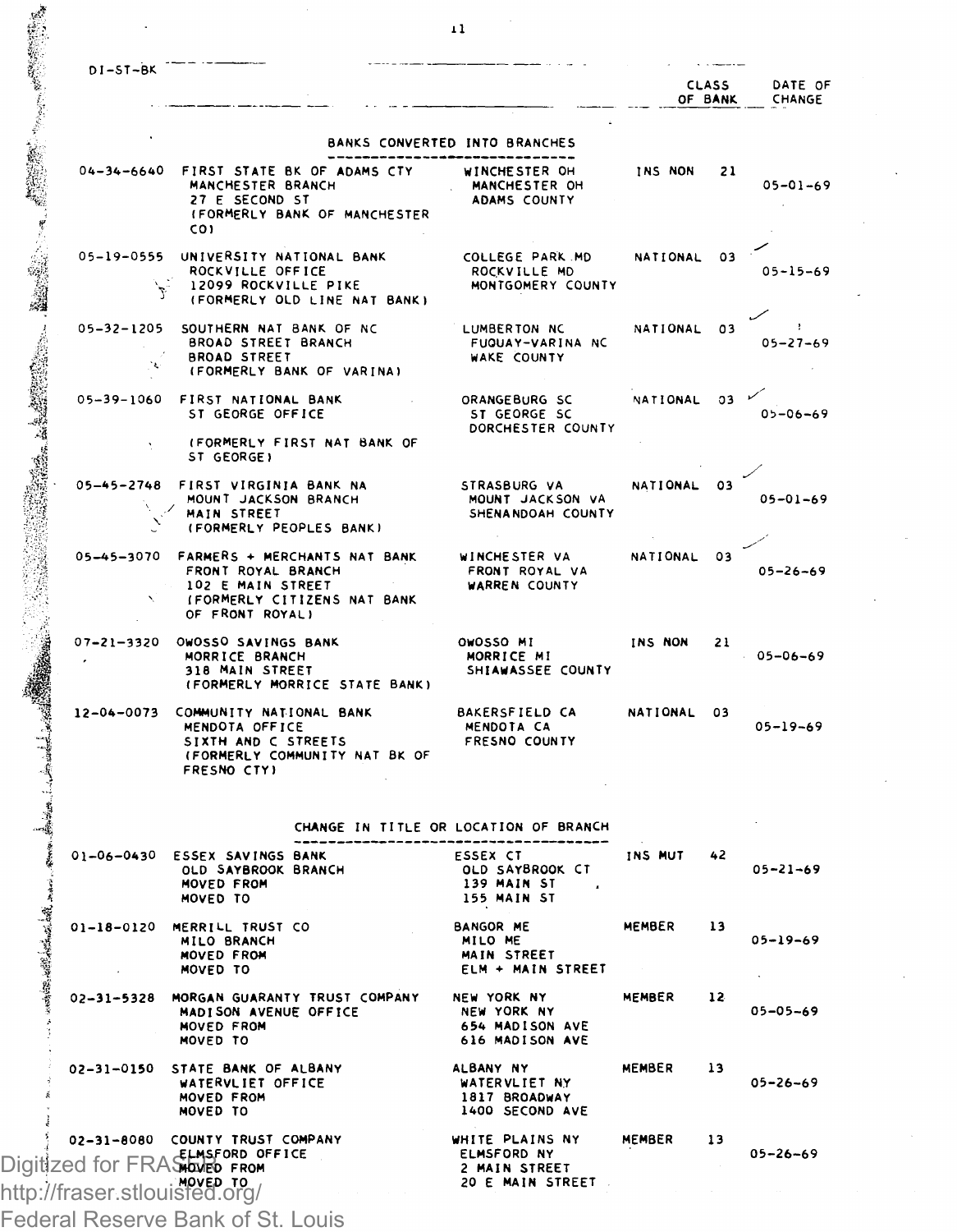DI-ST-BK

| | | | CLASS OF BANK | | DATE OF CHANGE |
|---|---|---|---|---|---|

## BANKS CONVERTED INTO BRANCHES

| | | | | | |
|---|---|---|---|---|---|
| 04-34-6640 | FIRST STATE BK OF ADAMS CTY<br>MANCHESTER BRANCH<br>27 E SECOND ST<br>(FORMERLY BANK OF MANCHESTER CO) | WINCHESTER OH<br>MANCHESTER OH<br>ADAMS COUNTY | INS NON | 21 | 05-01-69 |
| 05-19-0555 | UNIVERSITY NATIONAL BANK<br>ROCKVILLE OFFICE<br>12099 ROCKVILLE PIKE<br>(FORMERLY OLD LINE NAT BANK) | COLLEGE PARK MD<br>ROCKVILLE MD<br>MONTGOMERY COUNTY | NATIONAL | 03 | 05-15-69 |
| 05-32-1205 | SOUTHERN NAT BANK OF NC<br>BROAD STREET BRANCH<br>BROAD STREET<br>(FORMERLY BANK OF VARINA) | LUMBERTON NC<br>FUQUAY-VARINA NC<br>WAKE COUNTY | NATIONAL | 03 | 05-27-69 |
| 05-39-1060 | FIRST NATIONAL BANK<br>ST GEORGE OFFICE<br>(FORMERLY FIRST NAT BANK OF ST GEORGE) | ORANGEBURG SC<br>ST GEORGE SC<br>DORCHESTER COUNTY | NATIONAL | 03 | 05-06-69 |
| 05-45-2748 | FIRST VIRGINIA BANK NA<br>MOUNT JACKSON BRANCH<br>MAIN STREET<br>(FORMERLY PEOPLES BANK) | STRASBURG VA<br>MOUNT JACKSON VA<br>SHENANDOAH COUNTY | NATIONAL | 03 | 05-01-69 |
| 05-45-3070 | FARMERS + MERCHANTS NAT BANK<br>FRONT ROYAL BRANCH<br>102 E MAIN STREET<br>(FORMERLY CITIZENS NAT BANK OF FRONT ROYAL) | WINCHESTER VA<br>FRONT ROYAL VA<br>WARREN COUNTY | NATIONAL | 03 | 05-26-69 |
| 07-21-3320 | OWOSSO SAVINGS BANK<br>MORRICE BRANCH<br>318 MAIN STREET<br>(FORMERLY MORRICE STATE BANK) | OWOSSO MI<br>MORRICE MI<br>SHIAWASSEE COUNTY | INS NON | 21 | 05-06-69 |
| 12-04-0073 | COMMUNITY NATIONAL BANK<br>MENDOTA OFFICE<br>SIXTH AND C STREETS<br>(FORMERLY COMMUNITY NAT BK OF FRESNO CTY) | BAKERSFIELD CA<br>MENDOTA CA<br>FRESNO COUNTY | NATIONAL | 03 | 05-19-69 |

## CHANGE IN TITLE OR LOCATION OF BRANCH

| | | | | | |
|---|---|---|---|---|---|
| 01-06-0430 | ESSEX SAVINGS BANK<br>OLD SAYBROOK BRANCH<br>MOVED FROM<br>MOVED TO | ESSEX CT<br>OLD SAYBROOK CT<br>139 MAIN ST<br>155 MAIN ST | INS MUT | 42 | 05-21-69 |
| 01-18-0120 | MERRILL TRUST CO<br>MILO BRANCH<br>MOVED FROM<br>MOVED TO | BANGOR ME<br>MILO ME<br>MAIN STREET<br>ELM + MAIN STREET | MEMBER | 13 | 05-19-69 |
| 02-31-5328 | MORGAN GUARANTY TRUST COMPANY<br>MADISON AVENUE OFFICE<br>MOVED FROM<br>MOVED TO | NEW YORK NY<br>NEW YORK NY<br>654 MADISON AVE<br>616 MADISON AVE | MEMBER | 12 | 05-05-69 |
| 02-31-0150 | STATE BANK OF ALBANY<br>WATERVLIET OFFICE<br>MOVED FROM<br>MOVED TO | ALBANY NY<br>WATERVLIET NY<br>1817 BROADWAY<br>1400 SECOND AVE | MEMBER | 13 | 05-26-69 |
| 02-31-8080 | COUNTY TRUST COMPANY<br>ELMSFORD OFFICE<br>MOVED FROM<br>MOVED TO | WHITE PLAINS NY<br>ELMSFORD NY<br>2 MAIN STREET<br>20 E MAIN STREET | MEMBER | 13 | 05-26-69 |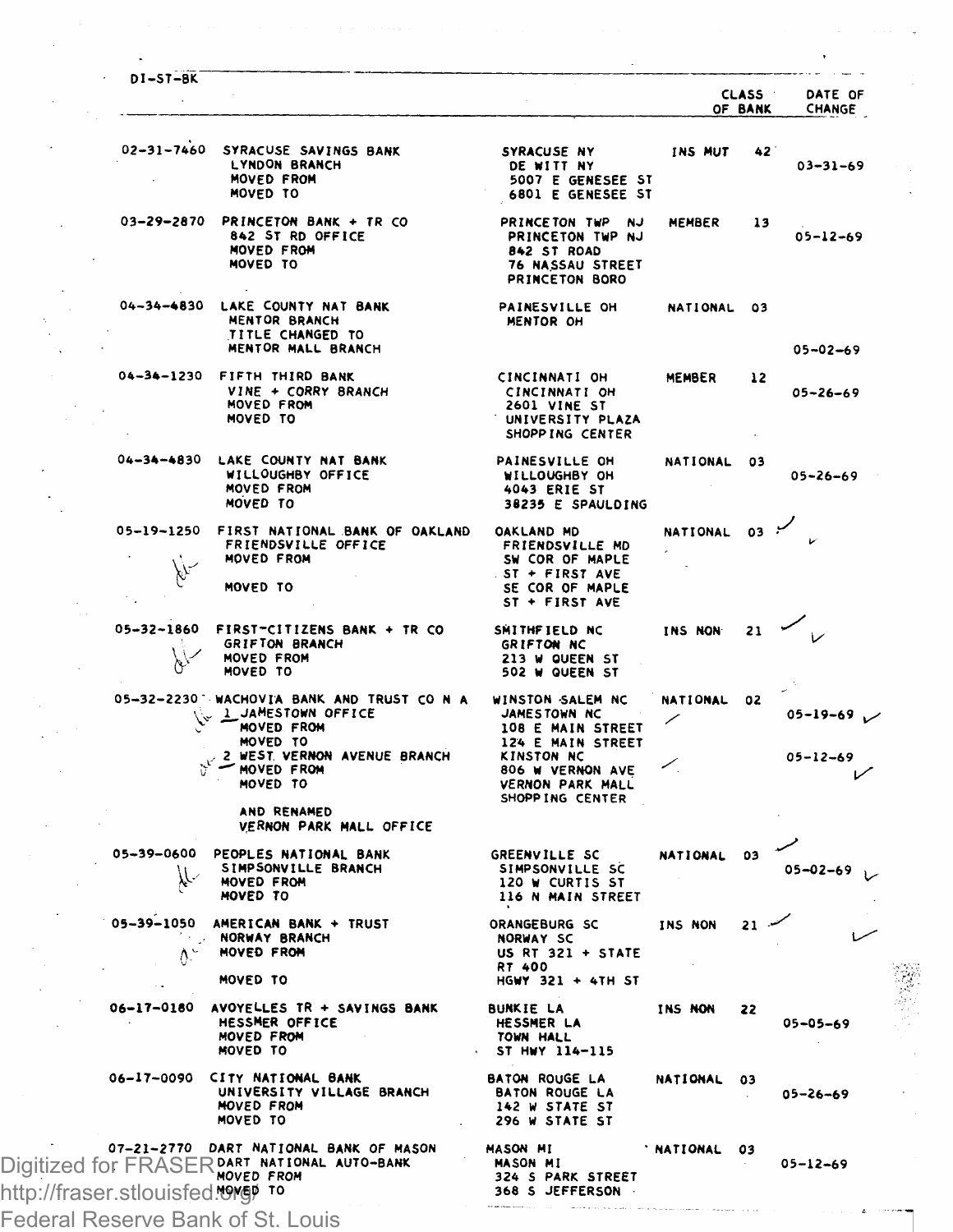DI-ST-BK

| | | | CLASS OF BANK | | DATE OF CHANGE |
|---|---|---|---|---|---|
| 02-31-7460 | SYRACUSE SAVINGS BANK<br>LYNDON BRANCH<br>MOVED FROM<br>MOVED TO | SYRACUSE NY<br>DE WITT NY<br>5007 E GENESEE ST<br>6801 E GENESEE ST | INS MUT | 42 | 03-31-69 |
| 03-29-2870 | PRINCETON BANK + TR CO<br>842 ST RD OFFICE<br>MOVED FROM<br>MOVED TO | PRINCETON TWP NJ<br>PRINCETON TWP NJ<br>842 ST ROAD<br>76 NASSAU STREET<br>PRINCETON BORO | MEMBER | 13 | 05-12-69 |
| 04-34-4830 | LAKE COUNTY NAT BANK<br>MENTOR BRANCH<br>TITLE CHANGED TO<br>MENTOR MALL BRANCH | PAINESVILLE OH<br>MENTOR OH | NATIONAL | 03 | 05-02-69 |
| 04-34-1230 | FIFTH THIRD BANK<br>VINE + CORRY BRANCH<br>MOVED FROM<br>MOVED TO | CINCINNATI OH<br>CINCINNATI OH<br>2601 VINE ST<br>UNIVERSITY PLAZA<br>SHOPPING CENTER | MEMBER | 12 | 05-26-69 |
| 04-34-4830 | LAKE COUNTY NAT BANK<br>WILLOUGHBY OFFICE<br>MOVED FROM<br>MOVED TO | PAINESVILLE OH<br>WILLOUGHBY OH<br>4043 ERIE ST<br>38235 E SPAULDING | NATIONAL | 03 | 05-26-69 |
| 05-19-1250 | FIRST NATIONAL BANK OF OAKLAND<br>FRIENDSVILLE OFFICE<br>MOVED FROM<br>MOVED TO | OAKLAND MD<br>FRIENDSVILLE MD<br>SW COR OF MAPLE ST + FIRST AVE<br>SE COR OF MAPLE ST + FIRST AVE | NATIONAL | 03 | |
| 05-32-1860 | FIRST-CITIZENS BANK + TR CO<br>GRIFTON BRANCH<br>MOVED FROM<br>MOVED TO | SMITHFIELD NC<br>GRIFTON NC<br>213 W QUEEN ST<br>502 W QUEEN ST | INS NON | 21 | |
| 05-32-2230 | WACHOVIA BANK AND TRUST CO N A<br>1 JAMESTOWN OFFICE<br>MOVED FROM<br>MOVED TO | WINSTON SALEM NC<br>JAMESTOWN NC<br>108 E MAIN STREET<br>124 E MAIN STREET | NATIONAL | 02 | 05-19-69 |
| | 2 WEST VERNON AVENUE BRANCH<br>MOVED FROM<br>MOVED TO<br>AND RENAMED<br>VERNON PARK MALL OFFICE | KINSTON NC<br>806 W VERNON AVE<br>VERNON PARK MALL<br>SHOPPING CENTER | | | 05-12-69 |
| 05-39-0600 | PEOPLES NATIONAL BANK<br>SIMPSONVILLE BRANCH<br>MOVED FROM<br>MOVED TO | GREENVILLE SC<br>SIMPSONVILLE SC<br>120 W CURTIS ST<br>116 N MAIN STREET | NATIONAL | 03 | 05-02-69 |
| 05-39-1050 | AMERICAN BANK + TRUST<br>NORWAY BRANCH<br>MOVED FROM<br>MOVED TO | ORANGEBURG SC<br>NORWAY SC<br>US RT 321 + STATE RT 400<br>HGWY 321 + 4TH ST | INS NON | 21 | |
| 06-17-0180 | AVOYELLES TR + SAVINGS BANK<br>HESSMER OFFICE<br>MOVED FROM<br>MOVED TO | BUNKIE LA<br>HESSMER LA<br>TOWN HALL<br>ST HWY 114-115 | INS NON | 22 | 05-05-69 |
| 06-17-0090 | CITY NATIONAL BANK<br>UNIVERSITY VILLAGE BRANCH<br>MOVED FROM<br>MOVED TO | BATON ROUGE LA<br>BATON ROUGE LA<br>142 W STATE ST<br>296 W STATE ST | NATIONAL | 03 | 05-26-69 |
| 07-21-2770 | DART NATIONAL BANK OF MASON<br>DART NATIONAL AUTO-BANK<br>MOVED FROM<br>MOVED TO | MASON MI<br>MASON MI<br>324 S PARK STREET<br>368 S JEFFERSON | NATIONAL | 03 | 05-12-69 |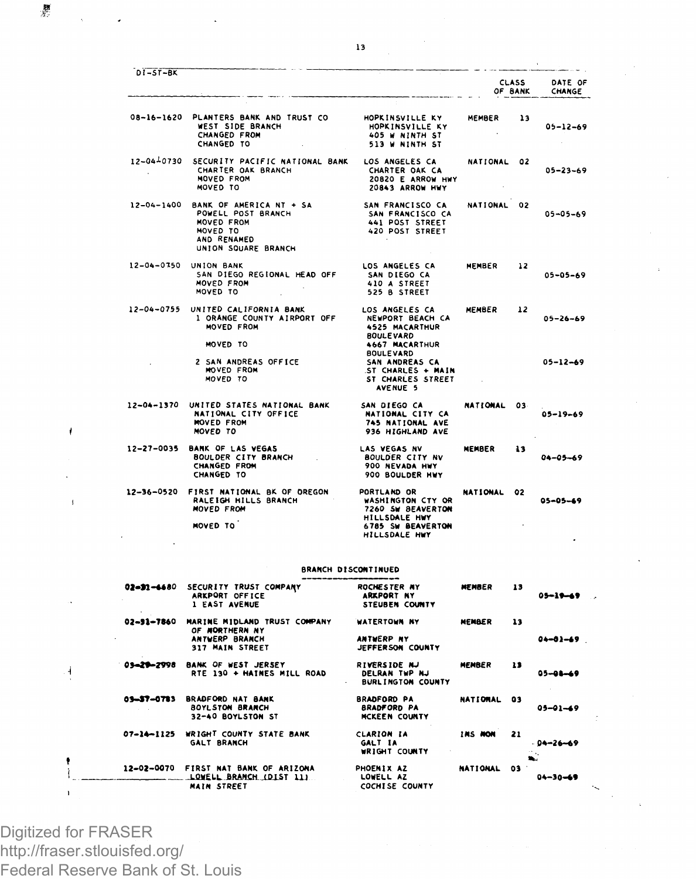| DI-ST-BK | | | CLASS OF BANK | | DATE OF CHANGE |
|---|---|---|---|---|---|
| 08-16-1620 | PLANTERS BANK AND TRUST CO<br>WEST SIDE BRANCH<br>CHANGED FROM<br>CHANGED TO | HOPKINSVILLE KY<br>HOPKINSVILLE KY<br>405 W NINTH ST<br>513 W NINTH ST | MEMBER | 13 | 05-12-69 |
| 12-04-0730 | SECURITY PACIFIC NATIONAL BANK<br>CHARTER OAK BRANCH<br>MOVED FROM<br>MOVED TO | LOS ANGELES CA<br>CHARTER OAK CA<br>20820 E ARROW HWY<br>20843 ARROW HWY | NATIONAL | 02 | 05-23-69 |
| 12-04-1400 | BANK OF AMERICA NT + SA<br>POWELL POST BRANCH<br>MOVED FROM<br>MOVED TO<br>AND RENAMED<br>UNION SQUARE BRANCH | SAN FRANCISCO CA<br>SAN FRANCISCO CA<br>441 POST STREET<br>420 POST STREET | NATIONAL | 02 | 05-05-69 |
| 12-04-0750 | UNION BANK<br>SAN DIEGO REGIONAL HEAD OFF<br>MOVED FROM<br>MOVED TO | LOS ANGELES CA<br>SAN DIEGO CA<br>410 A STREET<br>525 B STREET | MEMBER | 12 | 05-05-69 |
| 12-04-0755 | UNITED CALIFORNIA BANK<br>1 ORANGE COUNTY AIRPORT OFF<br>MOVED FROM<br>MOVED TO | LOS ANGELES CA<br>NEWPORT BEACH CA<br>4525 MACARTHUR BOULEVARD<br>4667 MACARTHUR BOULEVARD | MEMBER | 12 | 05-26-69 |
| | 2 SAN ANDREAS OFFICE<br>MOVED FROM<br>MOVED TO | SAN ANDREAS CA<br>ST CHARLES + MAIN<br>ST CHARLES STREET AVENUE 5 | | | 05-12-69 |
| 12-04-1370 | UNITED STATES NATIONAL BANK<br>NATIONAL CITY OFFICE<br>MOVED FROM<br>MOVED TO | SAN DIEGO CA<br>NATIONAL CITY CA<br>745 NATIONAL AVE<br>936 HIGHLAND AVE | NATIONAL | 03 | 05-19-69 |
| 12-27-0035 | BANK OF LAS VEGAS<br>BOULDER CITY BRANCH<br>CHANGED FROM<br>CHANGED TO | LAS VEGAS NV<br>BOULDER CITY NV<br>900 NEVADA HWY<br>900 BOULDER HWY | MEMBER | 13 | 04-05-69 |
| 12-36-0520 | FIRST NATIONAL BK OF OREGON<br>RALEIGH HILLS BRANCH<br>MOVED FROM<br>MOVED TO | PORTLAND OR<br>WASHINGTON CTY OR<br>7260 SW BEAVERTON HILLSDALE HWY<br>6785 SW BEAVERTON HILLSDALE HWY | NATIONAL | 02 | 05-05-69 |

## BRANCH DISCONTINUED

| | | | | | |
|---|---|---|---|---|---|
| 02-31-4680 | SECURITY TRUST COMPANY<br>ARKPORT OFFICE<br>1 EAST AVENUE | ROCHESTER NY<br>ARKPORT NY<br>STEUBEN COUNTY | MEMBER | 13 | 05-19-69 |
| 02-31-7860 | MARINE MIDLAND TRUST COMPANY OF NORTHERN NY<br>ANTWERP BRANCH<br>317 MAIN STREET | WATERTOWN NY<br>ANTWERP NY<br>JEFFERSON COUNTY | MEMBER | 13 | 04-01-69 |
| 03-29-2998 | BANK OF WEST JERSEY<br>RTE 130 + HAINES MILL ROAD | RIVERSIDE NJ<br>DELRAN TWP NJ<br>BURLINGTON COUNTY | MEMBER | 13 | 05-08-69 |
| 03-37-0783 | BRADFORD NAT BANK<br>BOYLSTON BRANCH<br>32-40 BOYLSTON ST | BRADFORD PA<br>BRADFORD PA<br>MCKEEN COUNTY | NATIONAL | 03 | 05-01-69 |
| 07-14-1125 | WRIGHT COUNTY STATE BANK<br>GALT BRANCH | CLARION IA<br>GALT IA<br>WRIGHT COUNTY | INS NON | 21 | 04-26-69 |
| 12-02-0070 | FIRST NAT BANK OF ARIZONA<br>LOWELL BRANCH (DIST 11)<br>MAIN STREET | PHOENIX AZ<br>LOWELL AZ<br>COCHISE COUNTY | NATIONAL | 03 | 04-30-69 |